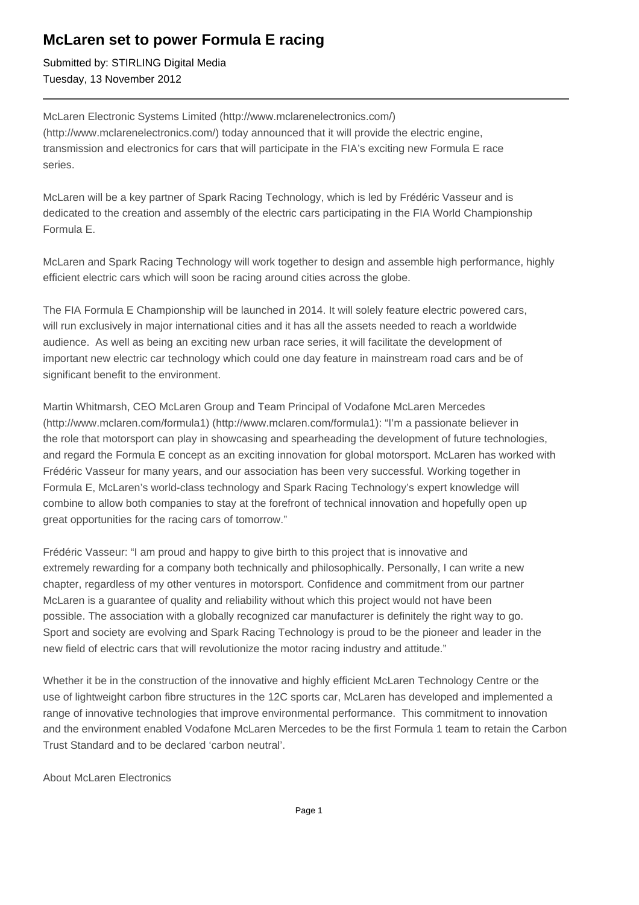# McLaren set to power Formula E racing

Submitted by: STIRLING Digital Media
Tuesday, 13 November 2012

---

McLaren Electronic Systems Limited (http://www.mclarenelectronics.com/) (http://www.mclarenelectronics.com/) today announced that it will provide the electric engine, transmission and electronics for cars that will participate in the FIA's exciting new Formula E race series.

McLaren will be a key partner of Spark Racing Technology, which is led by Frédéric Vasseur and is dedicated to the creation and assembly of the electric cars participating in the FIA World Championship Formula E.

McLaren and Spark Racing Technology will work together to design and assemble high performance, highly efficient electric cars which will soon be racing around cities across the globe.

The FIA Formula E Championship will be launched in 2014. It will solely feature electric powered cars, will run exclusively in major international cities and it has all the assets needed to reach a worldwide audience. As well as being an exciting new urban race series, it will facilitate the development of important new electric car technology which could one day feature in mainstream road cars and be of significant benefit to the environment.

Martin Whitmarsh, CEO McLaren Group and Team Principal of Vodafone McLaren Mercedes (http://www.mclaren.com/formula1) (http://www.mclaren.com/formula1): "I'm a passionate believer in the role that motorsport can play in showcasing and spearheading the development of future technologies, and regard the Formula E concept as an exciting innovation for global motorsport. McLaren has worked with Frédéric Vasseur for many years, and our association has been very successful. Working together in Formula E, McLaren's world-class technology and Spark Racing Technology's expert knowledge will combine to allow both companies to stay at the forefront of technical innovation and hopefully open up great opportunities for the racing cars of tomorrow."

Frédéric Vasseur: "I am proud and happy to give birth to this project that is innovative and extremely rewarding for a company both technically and philosophically. Personally, I can write a new chapter, regardless of my other ventures in motorsport. Confidence and commitment from our partner McLaren is a guarantee of quality and reliability without which this project would not have been possible. The association with a globally recognized car manufacturer is definitely the right way to go. Sport and society are evolving and Spark Racing Technology is proud to be the pioneer and leader in the new field of electric cars that will revolutionize the motor racing industry and attitude."

Whether it be in the construction of the innovative and highly efficient McLaren Technology Centre or the use of lightweight carbon fibre structures in the 12C sports car, McLaren has developed and implemented a range of innovative technologies that improve environmental performance. This commitment to innovation and the environment enabled Vodafone McLaren Mercedes to be the first Formula 1 team to retain the Carbon Trust Standard and to be declared 'carbon neutral'.

About McLaren Electronics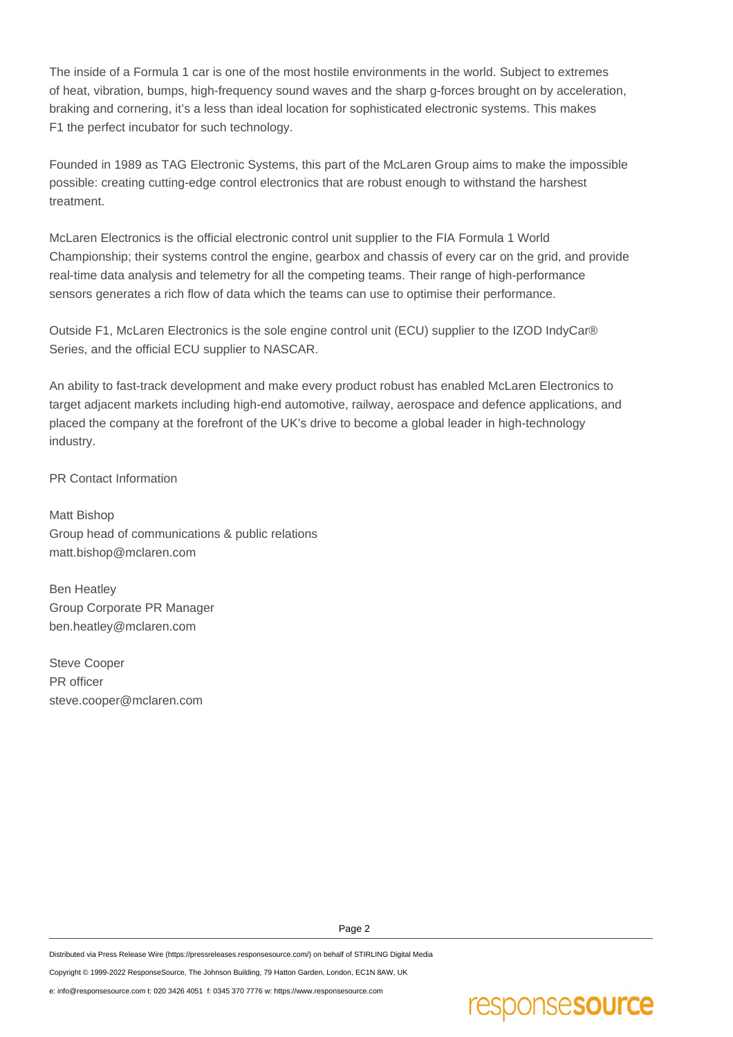The inside of a Formula 1 car is one of the most hostile environments in the world. Subject to extremes of heat, vibration, bumps, high-frequency sound waves and the sharp g-forces brought on by acceleration, braking and cornering, it's a less than ideal location for sophisticated electronic systems. This makes F1 the perfect incubator for such technology.

Founded in 1989 as TAG Electronic Systems, this part of the McLaren Group aims to make the impossible possible: creating cutting-edge control electronics that are robust enough to withstand the harshest treatment.

McLaren Electronics is the official electronic control unit supplier to the FIA Formula 1 World Championship; their systems control the engine, gearbox and chassis of every car on the grid, and provide real-time data analysis and telemetry for all the competing teams. Their range of high-performance sensors generates a rich flow of data which the teams can use to optimise their performance.

Outside F1, McLaren Electronics is the sole engine control unit (ECU) supplier to the IZOD IndyCar® Series, and the official ECU supplier to NASCAR.

An ability to fast-track development and make every product robust has enabled McLaren Electronics to target adjacent markets including high-end automotive, railway, aerospace and defence applications, and placed the company at the forefront of the UK's drive to become a global leader in high-technology industry.

PR Contact Information

Matt Bishop
Group head of communications & public relations
matt.bishop@mclaren.com

Ben Heatley
Group Corporate PR Manager
ben.heatley@mclaren.com

Steve Cooper
PR officer
steve.cooper@mclaren.com

Distributed via Press Release Wire (https://pressreleases.responsesource.com/) on behalf of STIRLING Digital Media

Copyright © 1999-2022 ResponseSource, The Johnson Building, 79 Hatton Garden, London, EC1N 8AW, UK

e: info@responsesource.com t: 020 3426 4051 f: 0345 370 7776 w: https://www.responsesource.com

responsesource